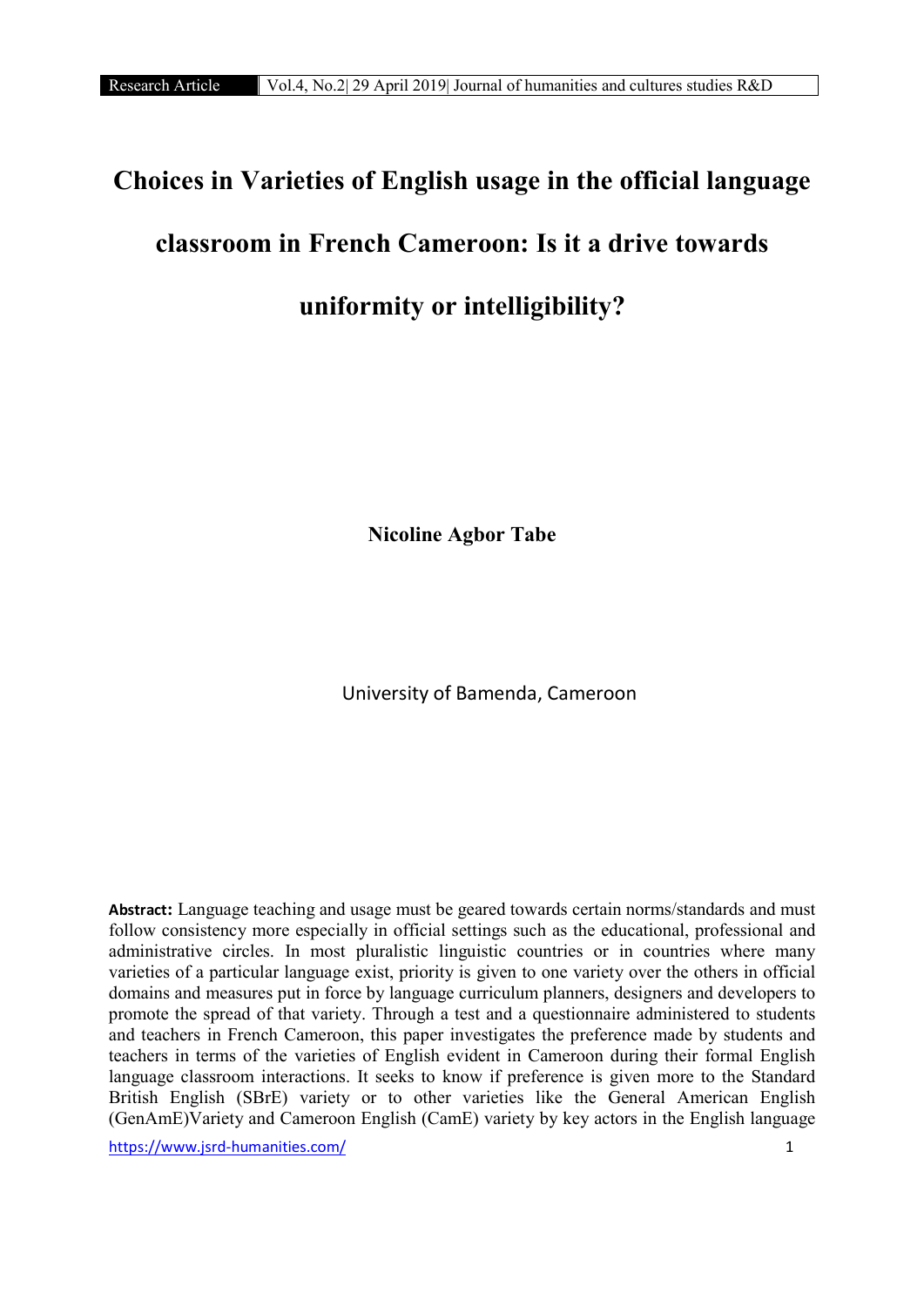# Choices in Varieties of English usage in the official language classroom in French Cameroon: Is it a drive towards uniformity or intelligibility?

**Nicoline Agbor Tabe**

University of Bamenda, Cameroon

**Abstract:** Language teaching and usage must be geared towards certain norms/standards and must follow consistency more especially in official settings such as the educational, professional and administrative circles. In most pluralistic linguistic countries or in countries where many varieties of a particular language exist, priority is given to one variety over the others in official domains and measures put in force by language curriculum planners, designers and developers to promote the spread of that variety. Through a test and a questionnaire administered to students and teachers in French Cameroon, this paper investigates the preference made by students and teachers in terms of the varieties of English evident in Cameroon during their formal English language classroom interactions. It seeks to know if preference is given more to the Standard British English (SBrE) variety or to other varieties like the General American English (GenAmE)Variety and Cameroon English (CamE) variety by key actors in the English language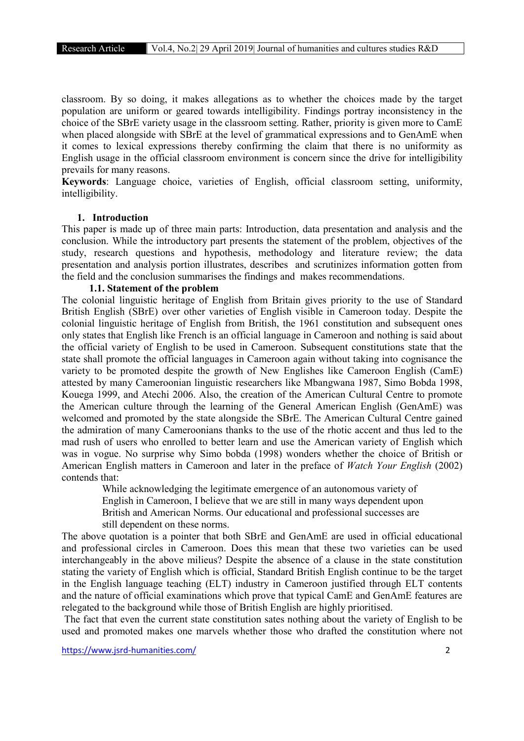classroom. By so doing, it makes allegations as to whether the choices made by the target population are uniform or geared towards intelligibility. Findings portray inconsistency in the choice of the SBrE variety usage in the classroom setting. Rather, priority is given more to CamE when placed alongside with SBrE at the level of grammatical expressions and to GenAmE when it comes to lexical expressions thereby confirming the claim that there is no uniformity as English usage in the official classroom environment is concern since the drive for intelligibility prevails for many reasons.

**Keywords**: Language choice, varieties of English, official classroom setting, uniformity, intelligibility.

## 1. Introduction

This paper is made up of three main parts: Introduction, data presentation and analysis and the conclusion. While the introductory part presents the statement of the problem, objectives of the study, research questions and hypothesis, methodology and literature review; the data presentation and analysis portion illustrates, describes and scrutinizes information gotten from the field and the conclusion summarises the findings and makes recommendations.

### 1.1. Statement of the problem

The colonial linguistic heritage of English from Britain gives priority to the use of Standard British English (SBrE) over other varieties of English visible in Cameroon today. Despite the colonial linguistic heritage of English from British, the 1961 constitution and subsequent ones only states that English like French is an official language in Cameroon and nothing is said about the official variety of English to be used in Cameroon. Subsequent constitutions state that the state shall promote the official languages in Cameroon again without taking into cognisance the variety to be promoted despite the growth of New Englishes like Cameroon English (CamE) attested by many Cameroonian linguistic researchers like Mbangwana 1987, Simo Bobda 1998, Kouega 1999, and Atechi 2006. Also, the creation of the American Cultural Centre to promote the American culture through the learning of the General American English (GenAmE) was welcomed and promoted by the state alongside the SBrE. The American Cultural Centre gained the admiration of many Cameroonians thanks to the use of the rhotic accent and thus led to the mad rush of users who enrolled to better learn and use the American variety of English which was in vogue. No surprise why Simo bobda (1998) wonders whether the choice of British or American English matters in Cameroon and later in the preface of *Watch Your English* (2002) contends that:

> While acknowledging the legitimate emergence of an autonomous variety of English in Cameroon, I believe that we are still in many ways dependent upon British and American Norms. Our educational and professional successes are still dependent on these norms.

The above quotation is a pointer that both SBrE and GenAmE are used in official educational and professional circles in Cameroon. Does this mean that these two varieties can be used interchangeably in the above milieus? Despite the absence of a clause in the state constitution stating the variety of English which is official, Standard British English continue to be the target in the English language teaching (ELT) industry in Cameroon justified through ELT contents and the nature of official examinations which prove that typical CamE and GenAmE features are relegated to the background while those of British English are highly prioritised.

The fact that even the current state constitution sates nothing about the variety of English to be used and promoted makes one marvels whether those who drafted the constitution where not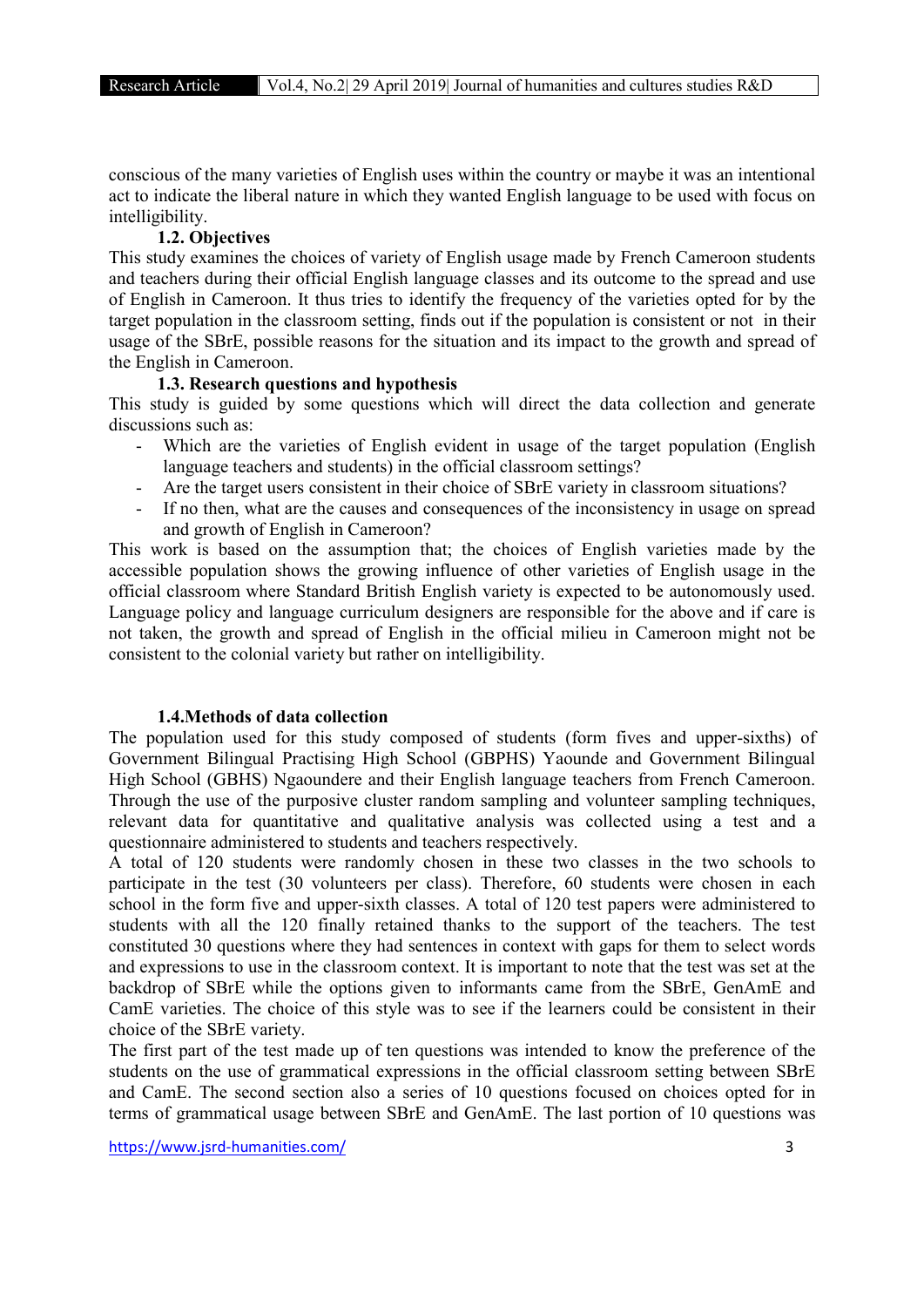conscious of the many varieties of English uses within the country or maybe it was an intentional act to indicate the liberal nature in which they wanted English language to be used with focus on intelligibility.

### 1.2. Objectives

This study examines the choices of variety of English usage made by French Cameroon students and teachers during their official English language classes and its outcome to the spread and use of English in Cameroon. It thus tries to identify the frequency of the varieties opted for by the target population in the classroom setting, finds out if the population is consistent or not in their usage of the SBrE, possible reasons for the situation and its impact to the growth and spread of the English in Cameroon.

### 1.3. Research questions and hypothesis

This study is guided by some questions which will direct the data collection and generate discussions such as:

- Which are the varieties of English evident in usage of the target population (English language teachers and students) in the official classroom settings?
- Are the target users consistent in their choice of SBrE variety in classroom situations?
- If no then, what are the causes and consequences of the inconsistency in usage on spread and growth of English in Cameroon?

This work is based on the assumption that; the choices of English varieties made by the accessible population shows the growing influence of other varieties of English usage in the official classroom where Standard British English variety is expected to be autonomously used. Language policy and language curriculum designers are responsible for the above and if care is not taken, the growth and spread of English in the official milieu in Cameroon might not be consistent to the colonial variety but rather on intelligibility.

### 1.4.Methods of data collection

The population used for this study composed of students (form fives and upper-sixths) of Government Bilingual Practising High School (GBPHS) Yaounde and Government Bilingual High School (GBHS) Ngaoundere and their English language teachers from French Cameroon. Through the use of the purposive cluster random sampling and volunteer sampling techniques, relevant data for quantitative and qualitative analysis was collected using a test and a questionnaire administered to students and teachers respectively.

A total of 120 students were randomly chosen in these two classes in the two schools to participate in the test (30 volunteers per class). Therefore, 60 students were chosen in each school in the form five and upper-sixth classes. A total of 120 test papers were administered to students with all the 120 finally retained thanks to the support of the teachers. The test constituted 30 questions where they had sentences in context with gaps for them to select words and expressions to use in the classroom context. It is important to note that the test was set at the backdrop of SBrE while the options given to informants came from the SBrE, GenAmE and CamE varieties. The choice of this style was to see if the learners could be consistent in their choice of the SBrE variety.

The first part of the test made up of ten questions was intended to know the preference of the students on the use of grammatical expressions in the official classroom setting between SBrE and CamE. The second section also a series of 10 questions focused on choices opted for in terms of grammatical usage between SBrE and GenAmE. The last portion of 10 questions was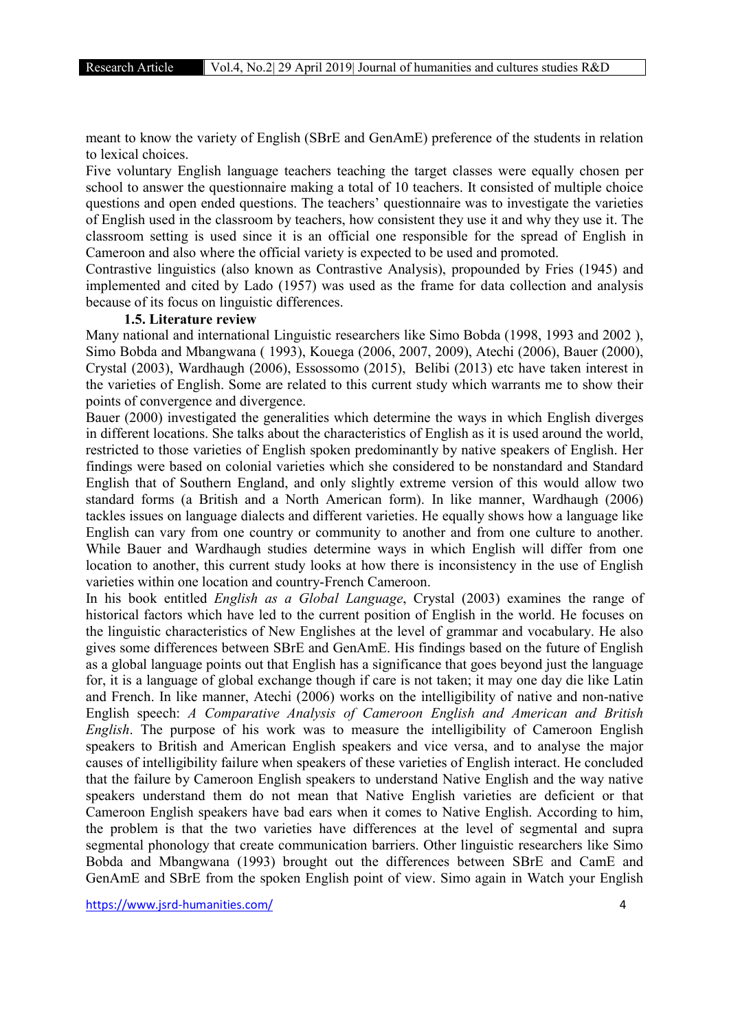meant to know the variety of English (SBrE and GenAmE) preference of the students in relation to lexical choices.

Five voluntary English language teachers teaching the target classes were equally chosen per school to answer the questionnaire making a total of 10 teachers. It consisted of multiple choice questions and open ended questions. The teachers' questionnaire was to investigate the varieties of English used in the classroom by teachers, how consistent they use it and why they use it. The classroom setting is used since it is an official one responsible for the spread of English in Cameroon and also where the official variety is expected to be used and promoted.

Contrastive linguistics (also known as Contrastive Analysis), propounded by Fries (1945) and implemented and cited by Lado (1957) was used as the frame for data collection and analysis because of its focus on linguistic differences.

### 1.5. Literature review

Many national and international Linguistic researchers like Simo Bobda (1998, 1993 and 2002 ), Simo Bobda and Mbangwana ( 1993), Kouega (2006, 2007, 2009), Atechi (2006), Bauer (2000), Crystal (2003), Wardhaugh (2006), Essossomo (2015), Belibi (2013) etc have taken interest in the varieties of English. Some are related to this current study which warrants me to show their points of convergence and divergence.

Bauer (2000) investigated the generalities which determine the ways in which English diverges in different locations. She talks about the characteristics of English as it is used around the world, restricted to those varieties of English spoken predominantly by native speakers of English. Her findings were based on colonial varieties which she considered to be nonstandard and Standard English that of Southern England, and only slightly extreme version of this would allow two standard forms (a British and a North American form). In like manner, Wardhaugh (2006) tackles issues on language dialects and different varieties. He equally shows how a language like English can vary from one country or community to another and from one culture to another. While Bauer and Wardhaugh studies determine ways in which English will differ from one location to another, this current study looks at how there is inconsistency in the use of English varieties within one location and country-French Cameroon.

In his book entitled *English as a Global Language*, Crystal (2003) examines the range of historical factors which have led to the current position of English in the world. He focuses on the linguistic characteristics of New Englishes at the level of grammar and vocabulary. He also gives some differences between SBrE and GenAmE. His findings based on the future of English as a global language points out that English has a significance that goes beyond just the language for, it is a language of global exchange though if care is not taken; it may one day die like Latin and French. In like manner, Atechi (2006) works on the intelligibility of native and non-native English speech: *A Comparative Analysis of Cameroon English and American and British English*. The purpose of his work was to measure the intelligibility of Cameroon English speakers to British and American English speakers and vice versa, and to analyse the major causes of intelligibility failure when speakers of these varieties of English interact. He concluded that the failure by Cameroon English speakers to understand Native English and the way native speakers understand them do not mean that Native English varieties are deficient or that Cameroon English speakers have bad ears when it comes to Native English. According to him, the problem is that the two varieties have differences at the level of segmental and supra segmental phonology that create communication barriers. Other linguistic researchers like Simo Bobda and Mbangwana (1993) brought out the differences between SBrE and CamE and GenAmE and SBrE from the spoken English point of view. Simo again in Watch your English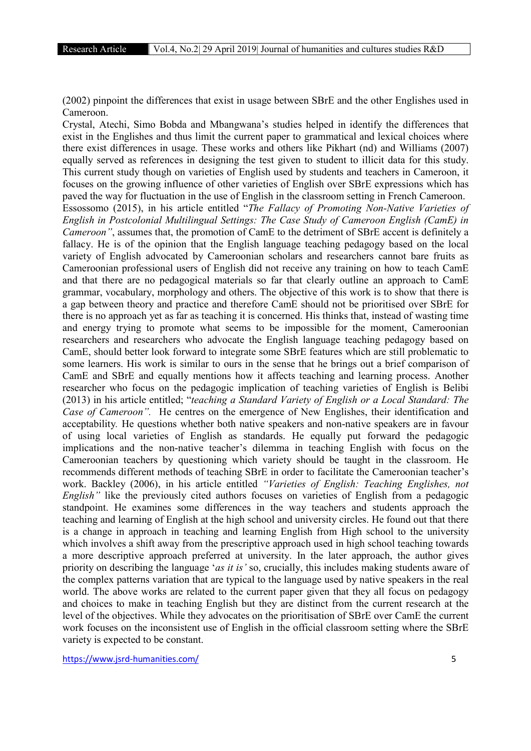(2002) pinpoint the differences that exist in usage between SBrE and the other Englishes used in Cameroon.

Crystal, Atechi, Simo Bobda and Mbangwana's studies helped in identify the differences that exist in the Englishes and thus limit the current paper to grammatical and lexical choices where there exist differences in usage. These works and others like Pikhart (nd) and Williams (2007) equally served as references in designing the test given to student to illicit data for this study. This current study though on varieties of English used by students and teachers in Cameroon, it focuses on the growing influence of other varieties of English over SBrE expressions which has paved the way for fluctuation in the use of English in the classroom setting in French Cameroon.

Essossomo (2015), in his article entitled "*The Fallacy of Promoting Non-Native Varieties of English in Postcolonial Multilingual Settings: The Case Study of Cameroon English (CamE) in Cameroon"*, assumes that, the promotion of CamE to the detriment of SBrE accent is definitely a fallacy. He is of the opinion that the English language teaching pedagogy based on the local variety of English advocated by Cameroonian scholars and researchers cannot bare fruits as Cameroonian professional users of English did not receive any training on how to teach CamE and that there are no pedagogical materials so far that clearly outline an approach to CamE grammar, vocabulary, morphology and others. The objective of this work is to show that there is a gap between theory and practice and therefore CamE should not be prioritised over SBrE for there is no approach yet as far as teaching it is concerned. His thinks that, instead of wasting time and energy trying to promote what seems to be impossible for the moment, Cameroonian researchers and researchers who advocate the English language teaching pedagogy based on CamE, should better look forward to integrate some SBrE features which are still problematic to some learners. His work is similar to ours in the sense that he brings out a brief comparison of CamE and SBrE and equally mentions how it affects teaching and learning process. Another researcher who focus on the pedagogic implication of teaching varieties of English is Belibi (2013) in his article entitled; "*teaching a Standard Variety of English or a Local Standard: The Case of Cameroon".* He centres on the emergence of New Englishes, their identification and acceptability. He questions whether both native speakers and non-native speakers are in favour of using local varieties of English as standards. He equally put forward the pedagogic implications and the non-native teacher's dilemma in teaching English with focus on the Cameroonian teachers by questioning which variety should be taught in the classroom. He recommends different methods of teaching SBrE in order to facilitate the Cameroonian teacher's work. Backley (2006), in his article entitled *"Varieties of English: Teaching Englishes, not English"* like the previously cited authors focuses on varieties of English from a pedagogic standpoint. He examines some differences in the way teachers and students approach the teaching and learning of English at the high school and university circles. He found out that there is a change in approach in teaching and learning English from High school to the university which involves a shift away from the prescriptive approach used in high school teaching towards a more descriptive approach preferred at university. In the later approach, the author gives priority on describing the language '*as it is'* so, crucially, this includes making students aware of the complex patterns variation that are typical to the language used by native speakers in the real world. The above works are related to the current paper given that they all focus on pedagogy and choices to make in teaching English but they are distinct from the current research at the level of the objectives. While they advocates on the prioritisation of SBrE over CamE the current work focuses on the inconsistent use of English in the official classroom setting where the SBrE variety is expected to be constant.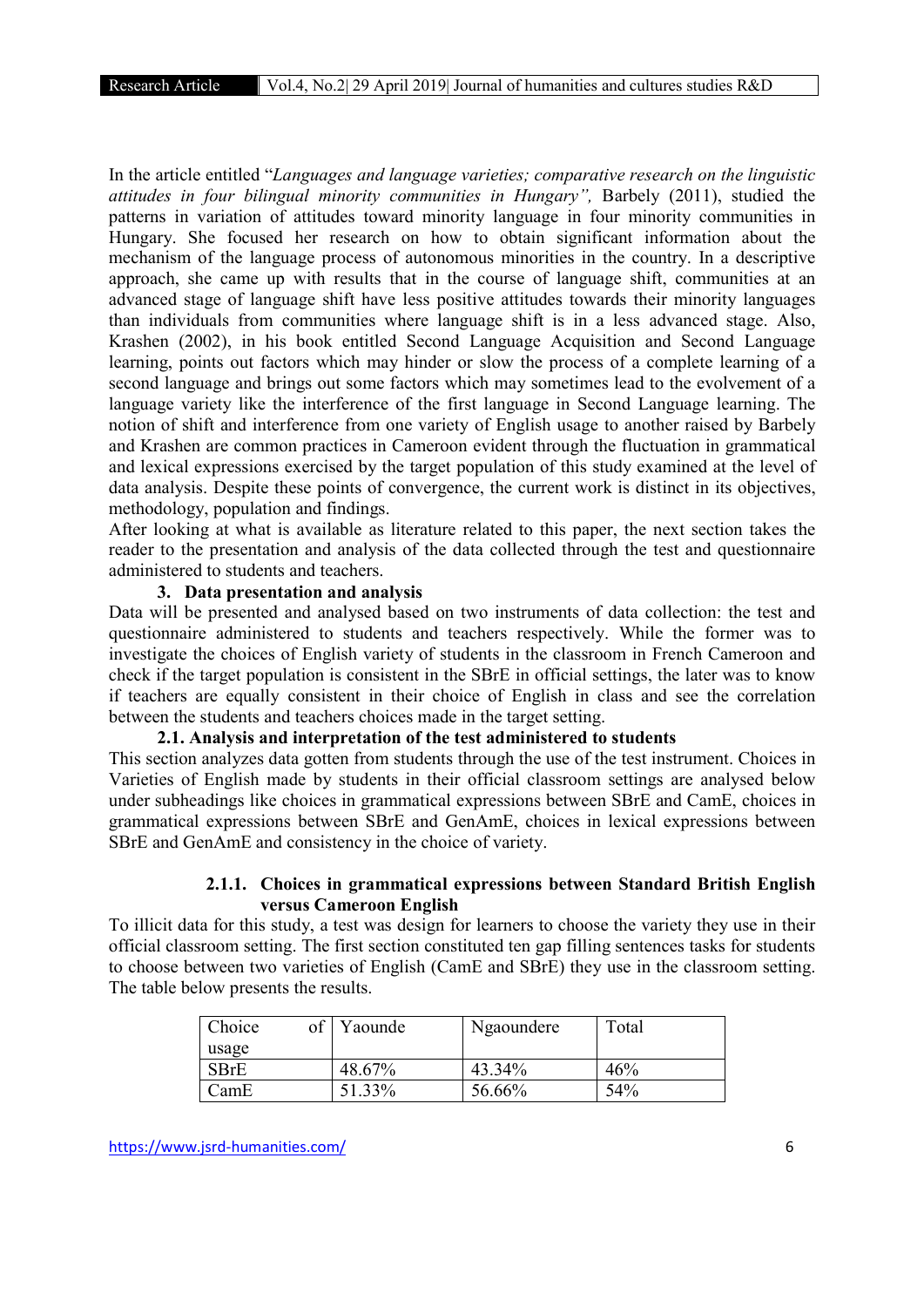In the article entitled "*Languages and language varieties; comparative research on the linguistic attitudes in four bilingual minority communities in Hungary",* Barbely (2011), studied the patterns in variation of attitudes toward minority language in four minority communities in Hungary. She focused her research on how to obtain significant information about the mechanism of the language process of autonomous minorities in the country. In a descriptive approach, she came up with results that in the course of language shift, communities at an advanced stage of language shift have less positive attitudes towards their minority languages than individuals from communities where language shift is in a less advanced stage. Also, Krashen (2002), in his book entitled Second Language Acquisition and Second Language learning, points out factors which may hinder or slow the process of a complete learning of a second language and brings out some factors which may sometimes lead to the evolvement of a language variety like the interference of the first language in Second Language learning. The notion of shift and interference from one variety of English usage to another raised by Barbely and Krashen are common practices in Cameroon evident through the fluctuation in grammatical and lexical expressions exercised by the target population of this study examined at the level of data analysis. Despite these points of convergence, the current work is distinct in its objectives, methodology, population and findings.

After looking at what is available as literature related to this paper, the next section takes the reader to the presentation and analysis of the data collected through the test and questionnaire administered to students and teachers.

## 3. Data presentation and analysis

Data will be presented and analysed based on two instruments of data collection: the test and questionnaire administered to students and teachers respectively. While the former was to investigate the choices of English variety of students in the classroom in French Cameroon and check if the target population is consistent in the SBrE in official settings, the later was to know if teachers are equally consistent in their choice of English in class and see the correlation between the students and teachers choices made in the target setting.

### 2.1. Analysis and interpretation of the test administered to students

This section analyzes data gotten from students through the use of the test instrument. Choices in Varieties of English made by students in their official classroom settings are analysed below under subheadings like choices in grammatical expressions between SBrE and CamE, choices in grammatical expressions between SBrE and GenAmE, choices in lexical expressions between SBrE and GenAmE and consistency in the choice of variety.

#### 2.1.1. Choices in grammatical expressions between Standard British English versus Cameroon English

To illicit data for this study, a test was design for learners to choose the variety they use in their official classroom setting. The first section constituted ten gap filling sentences tasks for students to choose between two varieties of English (CamE and SBrE) they use in the classroom setting. The table below presents the results.

| Choice of usage | Yaounde | Ngaoundere | Total |
|---|---|---|---|
| SBrE | 48.67% | 43.34% | 46% |
| CamE | 51.33% | 56.66% | 54% |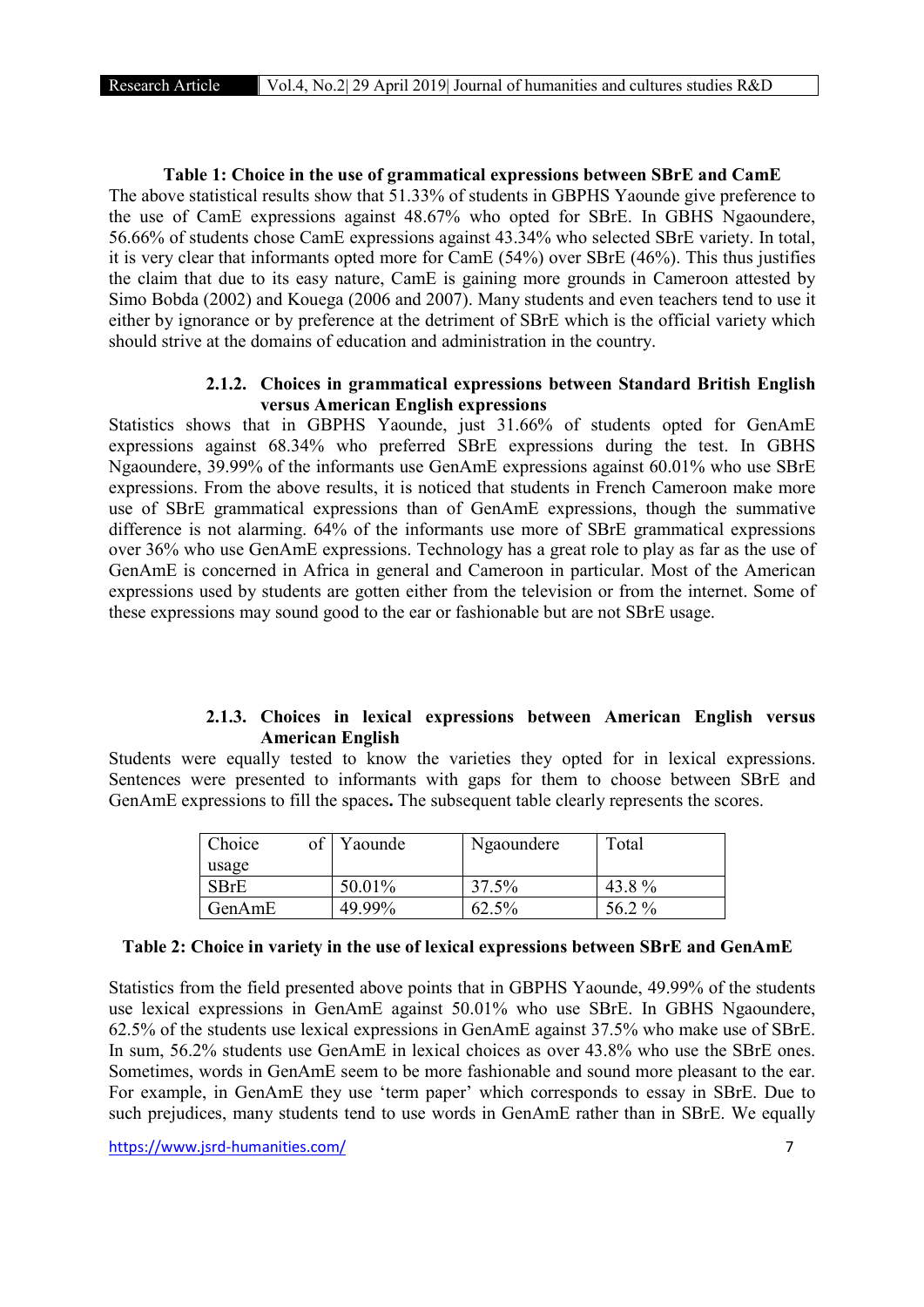**Table 1: Choice in the use of grammatical expressions between SBrE and CamE**

The above statistical results show that 51.33% of students in GBPHS Yaounde give preference to the use of CamE expressions against 48.67% who opted for SBrE. In GBHS Ngaoundere, 56.66% of students chose CamE expressions against 43.34% who selected SBrE variety. In total, it is very clear that informants opted more for CamE (54%) over SBrE (46%). This thus justifies the claim that due to its easy nature, CamE is gaining more grounds in Cameroon attested by Simo Bobda (2002) and Kouega (2006 and 2007). Many students and even teachers tend to use it either by ignorance or by preference at the detriment of SBrE which is the official variety which should strive at the domains of education and administration in the country.

### 2.1.2. Choices in grammatical expressions between Standard British English versus American English expressions

Statistics shows that in GBPHS Yaounde, just 31.66% of students opted for GenAmE expressions against 68.34% who preferred SBrE expressions during the test. In GBHS Ngaoundere, 39.99% of the informants use GenAmE expressions against 60.01% who use SBrE expressions. From the above results, it is noticed that students in French Cameroon make more use of SBrE grammatical expressions than of GenAmE expressions, though the summative difference is not alarming. 64% of the informants use more of SBrE grammatical expressions over 36% who use GenAmE expressions. Technology has a great role to play as far as the use of GenAmE is concerned in Africa in general and Cameroon in particular. Most of the American expressions used by students are gotten either from the television or from the internet. Some of these expressions may sound good to the ear or fashionable but are not SBrE usage.

### 2.1.3. Choices in lexical expressions between American English versus American English

Students were equally tested to know the varieties they opted for in lexical expressions. Sentences were presented to informants with gaps for them to choose between SBrE and GenAmE expressions to fill the spaces**.** The subsequent table clearly represents the scores.

| Choice of usage | Yaounde | Ngaoundere | Total |
|---|---|---|---|
| SBrE | 50.01% | 37.5% | 43.8 % |
| GenAmE | 49.99% | 62.5% | 56.2 % |

**Table 2: Choice in variety in the use of lexical expressions between SBrE and GenAmE**

Statistics from the field presented above points that in GBPHS Yaounde, 49.99% of the students use lexical expressions in GenAmE against 50.01% who use SBrE. In GBHS Ngaoundere, 62.5% of the students use lexical expressions in GenAmE against 37.5% who make use of SBrE. In sum, 56.2% students use GenAmE in lexical choices as over 43.8% who use the SBrE ones. Sometimes, words in GenAmE seem to be more fashionable and sound more pleasant to the ear. For example, in GenAmE they use 'term paper' which corresponds to essay in SBrE. Due to such prejudices, many students tend to use words in GenAmE rather than in SBrE. We equally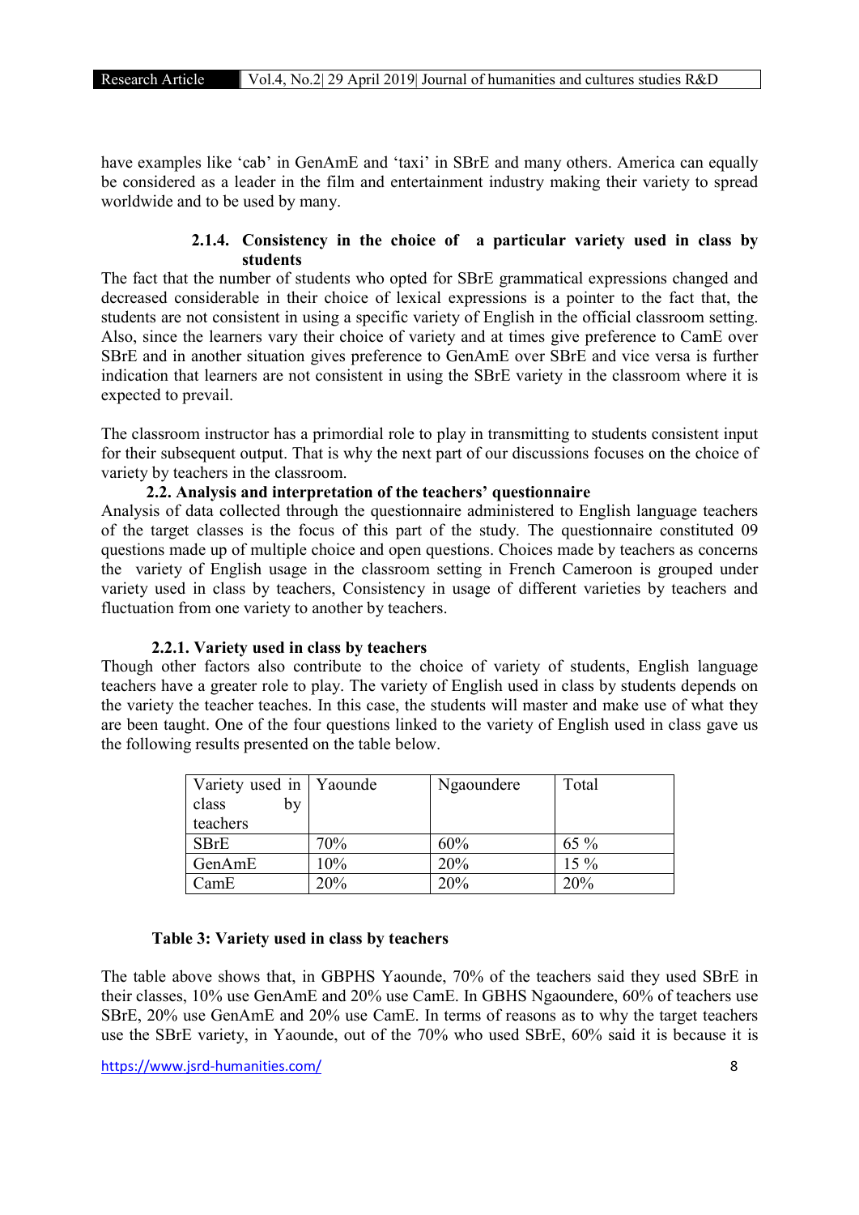have examples like 'cab' in GenAmE and 'taxi' in SBrE and many others. America can equally be considered as a leader in the film and entertainment industry making their variety to spread worldwide and to be used by many.

#### 2.1.4. Consistency in the choice of a particular variety used in class by students

The fact that the number of students who opted for SBrE grammatical expressions changed and decreased considerable in their choice of lexical expressions is a pointer to the fact that, the students are not consistent in using a specific variety of English in the official classroom setting. Also, since the learners vary their choice of variety and at times give preference to CamE over SBrE and in another situation gives preference to GenAmE over SBrE and vice versa is further indication that learners are not consistent in using the SBrE variety in the classroom where it is expected to prevail.

The classroom instructor has a primordial role to play in transmitting to students consistent input for their subsequent output. That is why the next part of our discussions focuses on the choice of variety by teachers in the classroom.

### 2.2. Analysis and interpretation of the teachers' questionnaire

Analysis of data collected through the questionnaire administered to English language teachers of the target classes is the focus of this part of the study. The questionnaire constituted 09 questions made up of multiple choice and open questions. Choices made by teachers as concerns the variety of English usage in the classroom setting in French Cameroon is grouped under variety used in class by teachers, Consistency in usage of different varieties by teachers and fluctuation from one variety to another by teachers.

#### 2.2.1. Variety used in class by teachers

Though other factors also contribute to the choice of variety of students, English language teachers have a greater role to play. The variety of English used in class by students depends on the variety the teacher teaches. In this case, the students will master and make use of what they are been taught. One of the four questions linked to the variety of English used in class gave us the following results presented on the table below.

| Variety used in class by teachers | Yaounde | Ngaoundere | Total |
|---|---|---|---|
| SBrE | 70% | 60% | 65 % |
| GenAmE | 10% | 20% | 15 % |
| CamE | 20% | 20% | 20% |

**Table 3: Variety used in class by teachers**

The table above shows that, in GBPHS Yaounde, 70% of the teachers said they used SBrE in their classes, 10% use GenAmE and 20% use CamE. In GBHS Ngaoundere, 60% of teachers use SBrE, 20% use GenAmE and 20% use CamE. In terms of reasons as to why the target teachers use the SBrE variety, in Yaounde, out of the 70% who used SBrE, 60% said it is because it is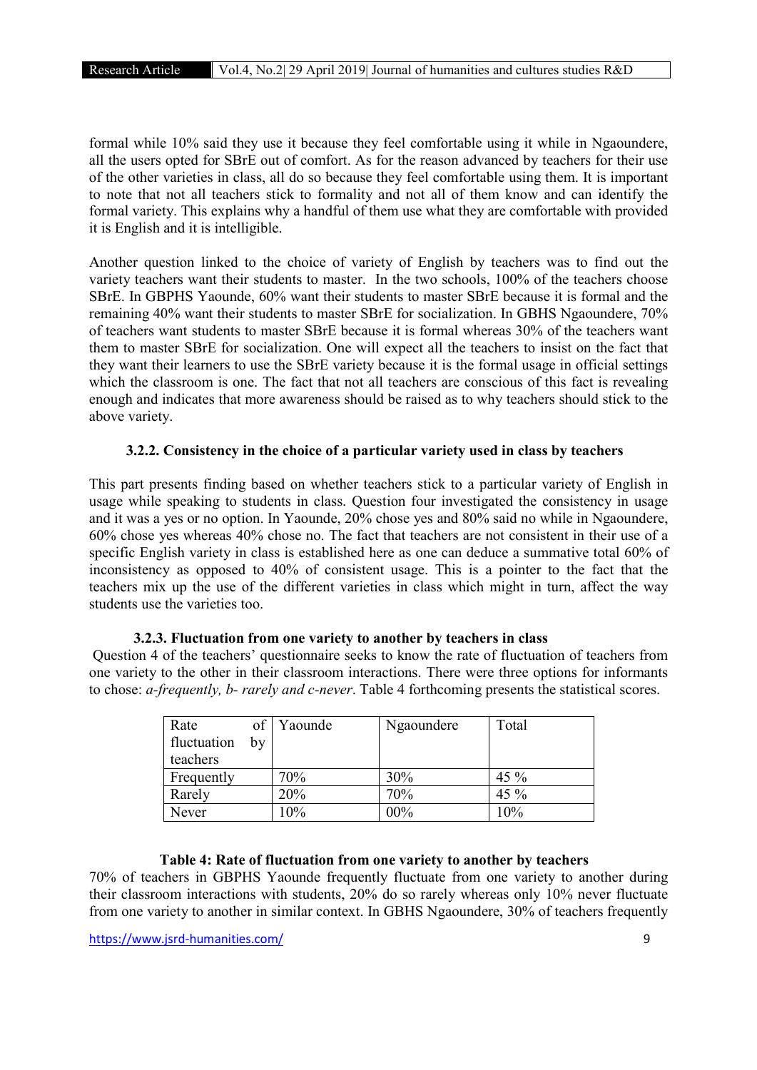formal while 10% said they use it because they feel comfortable using it while in Ngaoundere, all the users opted for SBrE out of comfort. As for the reason advanced by teachers for their use of the other varieties in class, all do so because they feel comfortable using them. It is important to note that not all teachers stick to formality and not all of them know and can identify the formal variety. This explains why a handful of them use what they are comfortable with provided it is English and it is intelligible.

Another question linked to the choice of variety of English by teachers was to find out the variety teachers want their students to master. In the two schools, 100% of the teachers choose SBrE. In GBPHS Yaounde, 60% want their students to master SBrE because it is formal and the remaining 40% want their students to master SBrE for socialization. In GBHS Ngaoundere, 70% of teachers want students to master SBrE because it is formal whereas 30% of the teachers want them to master SBrE for socialization. One will expect all the teachers to insist on the fact that they want their learners to use the SBrE variety because it is the formal usage in official settings which the classroom is one. The fact that not all teachers are conscious of this fact is revealing enough and indicates that more awareness should be raised as to why teachers should stick to the above variety.

#### 3.2.2. Consistency in the choice of a particular variety used in class by teachers

This part presents finding based on whether teachers stick to a particular variety of English in usage while speaking to students in class. Question four investigated the consistency in usage and it was a yes or no option. In Yaounde, 20% chose yes and 80% said no while in Ngaoundere, 60% chose yes whereas 40% chose no. The fact that teachers are not consistent in their use of a specific English variety in class is established here as one can deduce a summative total 60% of inconsistency as opposed to 40% of consistent usage. This is a pointer to the fact that the teachers mix up the use of the different varieties in class which might in turn, affect the way students use the varieties too.

#### 3.2.3. Fluctuation from one variety to another by teachers in class

Question 4 of the teachers' questionnaire seeks to know the rate of fluctuation of teachers from one variety to the other in their classroom interactions. There were three options for informants to chose: *a-frequently, b- rarely and c-never*. Table 4 forthcoming presents the statistical scores.

| Rate of fluctuation by teachers | Yaounde | Ngaoundere | Total |
|---|---|---|---|
| Frequently | 70% | 30% | 45 % |
| Rarely | 20% | 70% | 45 % |
| Never | 10% | 00% | 10% |

**Table 4: Rate of fluctuation from one variety to another by teachers**

70% of teachers in GBPHS Yaounde frequently fluctuate from one variety to another during their classroom interactions with students, 20% do so rarely whereas only 10% never fluctuate from one variety to another in similar context. In GBHS Ngaoundere, 30% of teachers frequently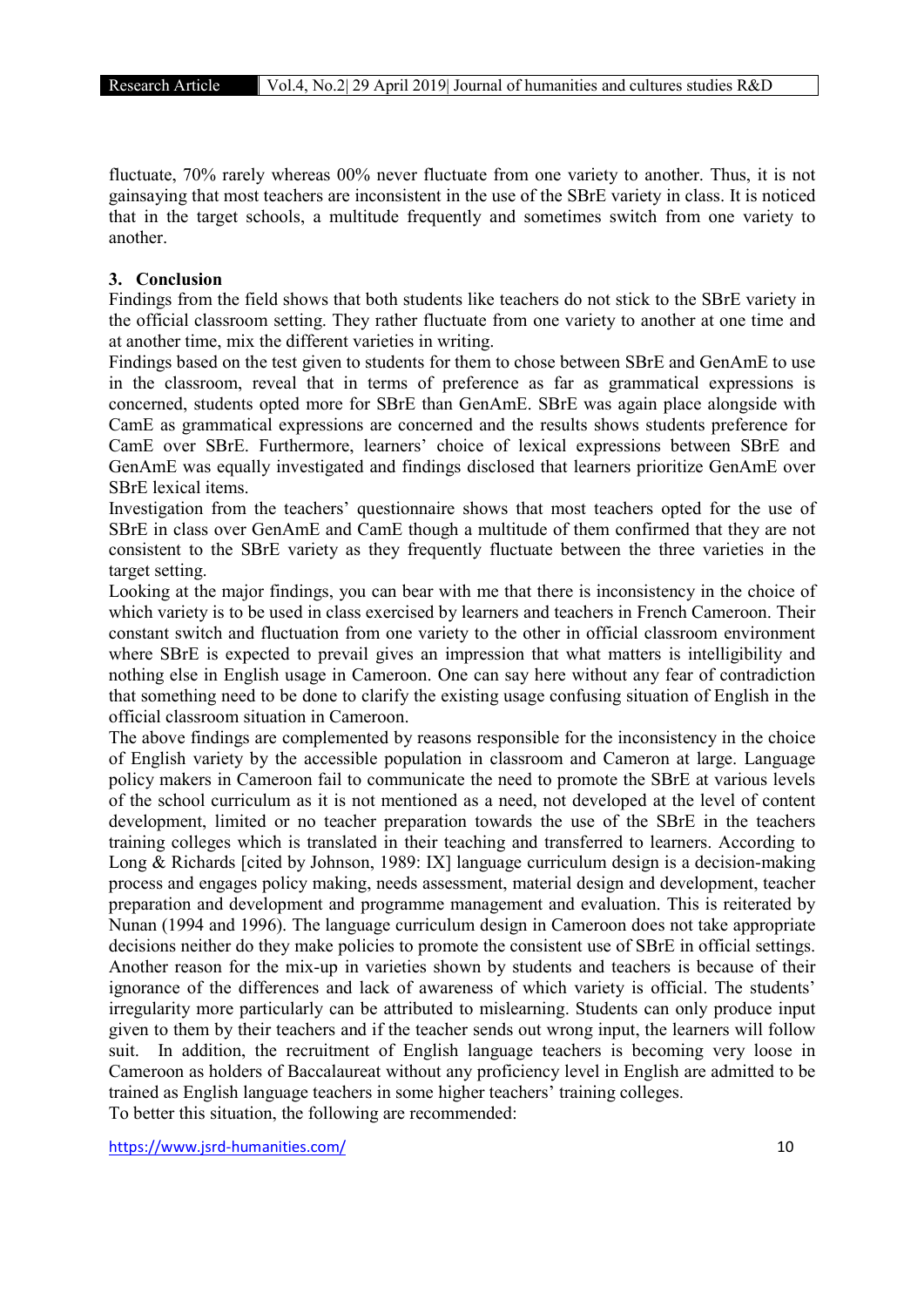fluctuate, 70% rarely whereas 00% never fluctuate from one variety to another. Thus, it is not gainsaying that most teachers are inconsistent in the use of the SBrE variety in class. It is noticed that in the target schools, a multitude frequently and sometimes switch from one variety to another.

## 3. Conclusion

Findings from the field shows that both students like teachers do not stick to the SBrE variety in the official classroom setting. They rather fluctuate from one variety to another at one time and at another time, mix the different varieties in writing.

Findings based on the test given to students for them to chose between SBrE and GenAmE to use in the classroom, reveal that in terms of preference as far as grammatical expressions is concerned, students opted more for SBrE than GenAmE. SBrE was again place alongside with CamE as grammatical expressions are concerned and the results shows students preference for CamE over SBrE. Furthermore, learners' choice of lexical expressions between SBrE and GenAmE was equally investigated and findings disclosed that learners prioritize GenAmE over SBrE lexical items.

Investigation from the teachers' questionnaire shows that most teachers opted for the use of SBrE in class over GenAmE and CamE though a multitude of them confirmed that they are not consistent to the SBrE variety as they frequently fluctuate between the three varieties in the target setting.

Looking at the major findings, you can bear with me that there is inconsistency in the choice of which variety is to be used in class exercised by learners and teachers in French Cameroon. Their constant switch and fluctuation from one variety to the other in official classroom environment where SBrE is expected to prevail gives an impression that what matters is intelligibility and nothing else in English usage in Cameroon. One can say here without any fear of contradiction that something need to be done to clarify the existing usage confusing situation of English in the official classroom situation in Cameroon.

The above findings are complemented by reasons responsible for the inconsistency in the choice of English variety by the accessible population in classroom and Cameron at large. Language policy makers in Cameroon fail to communicate the need to promote the SBrE at various levels of the school curriculum as it is not mentioned as a need, not developed at the level of content development, limited or no teacher preparation towards the use of the SBrE in the teachers training colleges which is translated in their teaching and transferred to learners. According to Long & Richards [cited by Johnson, 1989: IX] language curriculum design is a decision-making process and engages policy making, needs assessment, material design and development, teacher preparation and development and programme management and evaluation. This is reiterated by Nunan (1994 and 1996). The language curriculum design in Cameroon does not take appropriate decisions neither do they make policies to promote the consistent use of SBrE in official settings. Another reason for the mix-up in varieties shown by students and teachers is because of their ignorance of the differences and lack of awareness of which variety is official. The students' irregularity more particularly can be attributed to mislearning. Students can only produce input given to them by their teachers and if the teacher sends out wrong input, the learners will follow suit. In addition, the recruitment of English language teachers is becoming very loose in Cameroon as holders of Baccalaureat without any proficiency level in English are admitted to be trained as English language teachers in some higher teachers' training colleges.

To better this situation, the following are recommended: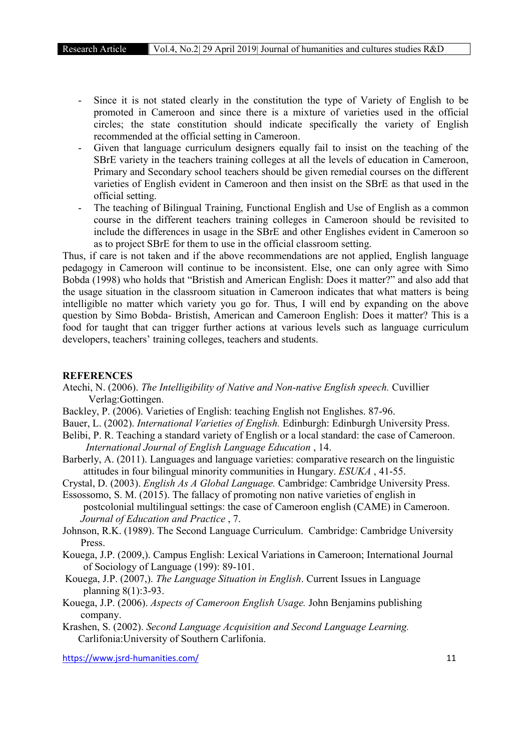- Since it is not stated clearly in the constitution the type of Variety of English to be promoted in Cameroon and since there is a mixture of varieties used in the official circles; the state constitution should indicate specifically the variety of English recommended at the official setting in Cameroon.
- Given that language curriculum designers equally fail to insist on the teaching of the SBrE variety in the teachers training colleges at all the levels of education in Cameroon, Primary and Secondary school teachers should be given remedial courses on the different varieties of English evident in Cameroon and then insist on the SBrE as that used in the official setting.
- The teaching of Bilingual Training, Functional English and Use of English as a common course in the different teachers training colleges in Cameroon should be revisited to include the differences in usage in the SBrE and other Englishes evident in Cameroon so as to project SBrE for them to use in the official classroom setting.

Thus, if care is not taken and if the above recommendations are not applied, English language pedagogy in Cameroon will continue to be inconsistent. Else, one can only agree with Simo Bobda (1998) who holds that "Bristish and American English: Does it matter?" and also add that the usage situation in the classroom situation in Cameroon indicates that what matters is being intelligible no matter which variety you go for. Thus, I will end by expanding on the above question by Simo Bobda- Bristish, American and Cameroon English: Does it matter? This is a food for taught that can trigger further actions at various levels such as language curriculum developers, teachers' training colleges, teachers and students.

## REFERENCES

Atechi, N. (2006). *The Intelligibility of Native and Non-native English speech.* Cuvillier Verlag:Gottingen.

Backley, P. (2006). Varieties of English: teaching English not Englishes. 87-96.

Bauer, L. (2002). *International Varieties of English.* Edinburgh: Edinburgh University Press.

Belibi, P. R. Teaching a standard variety of English or a local standard: the case of Cameroon. *International Journal of English Language Education* , 14.

Barberly, A. (2011). Languages and language varieties: comparative research on the linguistic attitudes in four bilingual minority communities in Hungary. *ESUKA* , 41-55.

Crystal, D. (2003). *English As A Global Language.* Cambridge: Cambridge University Press.

Essossomo, S. M. (2015). The fallacy of promoting non native varieties of english in postcolonial multilingual settings: the case of Cameroon english (CAME) in Cameroon. *Journal of Education and Practice* , 7.

Johnson, R.K. (1989). The Second Language Curriculum. Cambridge: Cambridge University Press.

Kouega, J.P. (2009,). Campus English: Lexical Variations in Cameroon; International Journal of Sociology of Language (199): 89-101.

Kouega, J.P. (2007,). *The Language Situation in English*. Current Issues in Language planning 8(1):3-93.

Kouega, J.P. (2006). *Aspects of Cameroon English Usage.* John Benjamins publishing company.

Krashen, S. (2002). *Second Language Acquisition and Second Language Learning.* Carlifonia:University of Southern Carlifonia.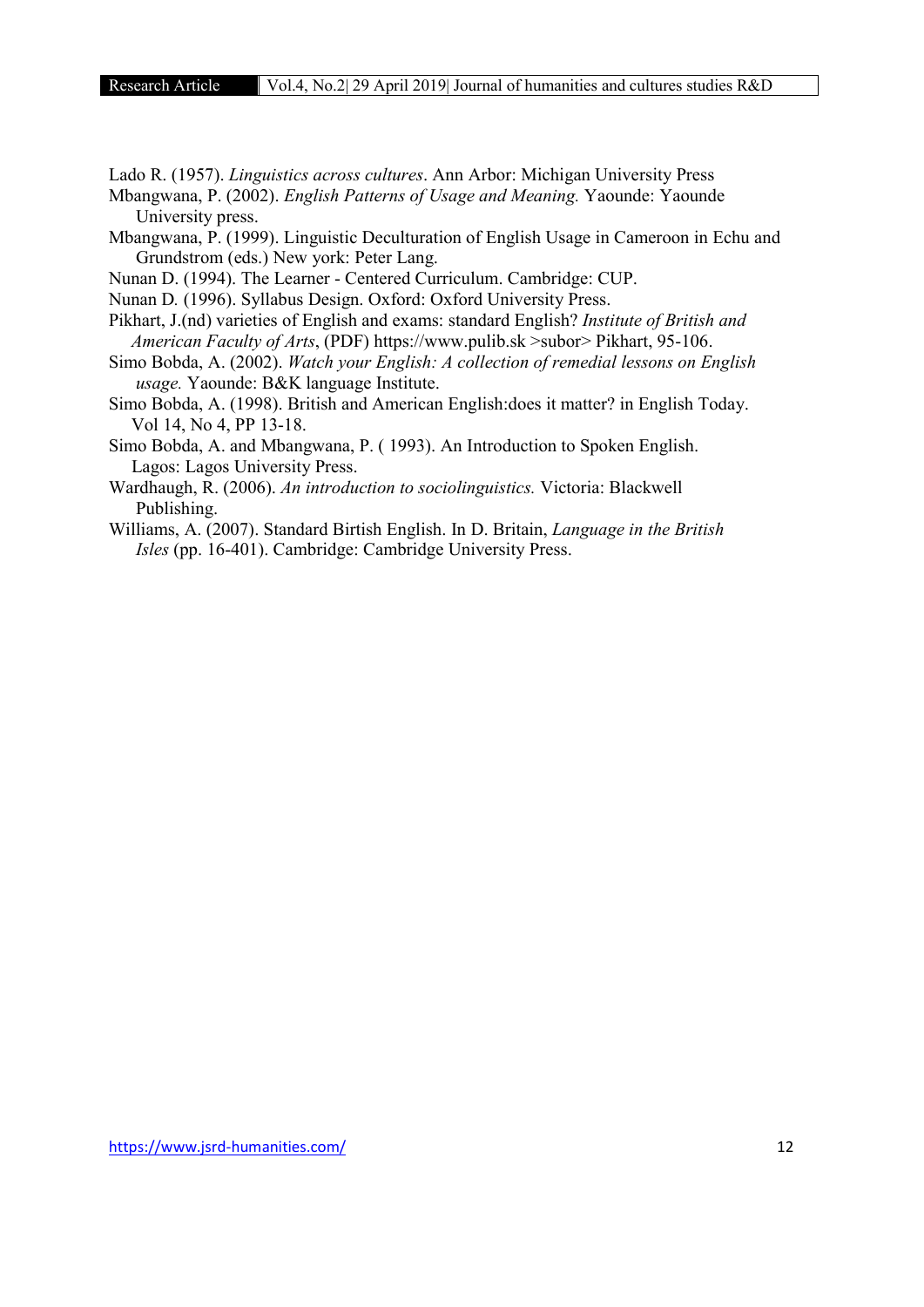Lado R. (1957). *Linguistics across cultures*. Ann Arbor: Michigan University Press

Mbangwana, P. (2002). *English Patterns of Usage and Meaning.* Yaounde: Yaounde University press.

Mbangwana, P. (1999). Linguistic Deculturation of English Usage in Cameroon in Echu and Grundstrom (eds.) New york: Peter Lang.

Nunan D. (1994). The Learner - Centered Curriculum. Cambridge: CUP.

Nunan D. (1996). Syllabus Design. Oxford: Oxford University Press.

Pikhart, J.(nd) varieties of English and exams: standard English? *Institute of British and American Faculty of Arts*, (PDF) https://www.pulib.sk >subor> Pikhart, 95-106.

Simo Bobda, A. (2002). *Watch your English: A collection of remedial lessons on English usage.* Yaounde: B&K language Institute.

Simo Bobda, A. (1998). British and American English:does it matter? in English Today. Vol 14, No 4, PP 13-18.

Simo Bobda, A. and Mbangwana, P. ( 1993). An Introduction to Spoken English. Lagos: Lagos University Press.

Wardhaugh, R. (2006). *An introduction to sociolinguistics.* Victoria: Blackwell Publishing.

Williams, A. (2007). Standard Birtish English. In D. Britain, *Language in the British Isles* (pp. 16-401). Cambridge: Cambridge University Press.